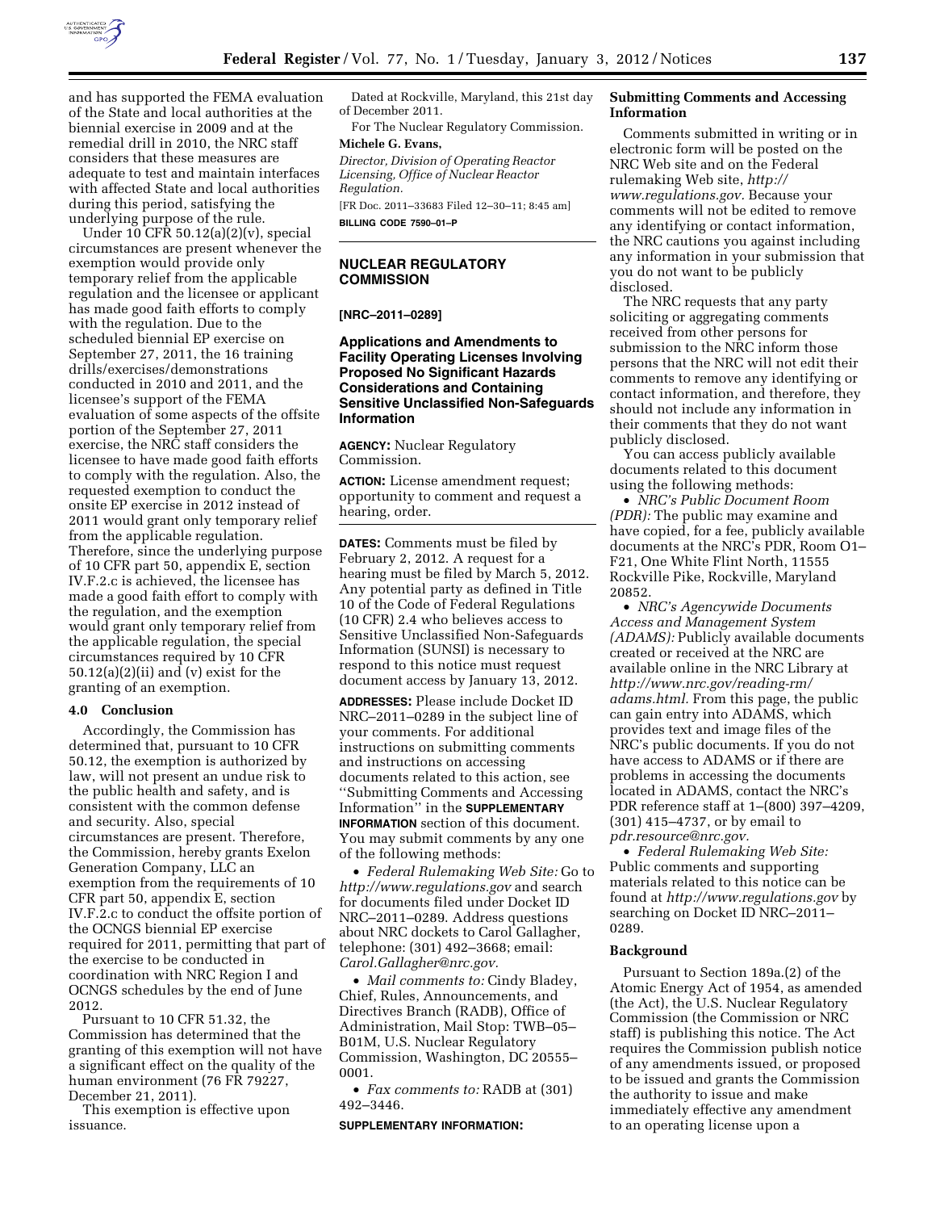and has supported the FEMA evaluation of the State and local authorities at the biennial exercise in 2009 and at the remedial drill in 2010, the NRC staff considers that these measures are adequate to test and maintain interfaces with affected State and local authorities during this period, satisfying the underlying purpose of the rule.

Under 10 CFR 50.12(a)(2)(v), special circumstances are present whenever the exemption would provide only temporary relief from the applicable regulation and the licensee or applicant has made good faith efforts to comply with the regulation. Due to the scheduled biennial EP exercise on September 27, 2011, the 16 training drills/exercises/demonstrations conducted in 2010 and 2011, and the licensee's support of the FEMA evaluation of some aspects of the offsite portion of the September 27, 2011 exercise, the NRC staff considers the licensee to have made good faith efforts to comply with the regulation. Also, the requested exemption to conduct the onsite EP exercise in 2012 instead of 2011 would grant only temporary relief from the applicable regulation. Therefore, since the underlying purpose of 10 CFR part 50, appendix E, section IV.F.2.c is achieved, the licensee has made a good faith effort to comply with the regulation, and the exemption would grant only temporary relief from the applicable regulation, the special circumstances required by 10 CFR 50.12(a)(2)(ii) and (v) exist for the granting of an exemption.

### 4.0 Conclusion

Accordingly, the Commission has determined that, pursuant to 10 CFR 50.12, the exemption is authorized by law, will not present an undue risk to the public health and safety, and is consistent with the common defense and security. Also, special circumstances are present. Therefore, the Commission, hereby grants Exelon Generation Company, LLC an exemption from the requirements of 10 CFR part 50, appendix E, section IV.F.2.c to conduct the offsite portion of the OCNGS biennial EP exercise required for 2011, permitting that part of the exercise to be conducted in coordination with NRC Region I and OCNGS schedules by the end of June 2012.

Pursuant to 10 CFR 51.32, the Commission has determined that the granting of this exemption will not have a significant effect on the quality of the human environment (76 FR 79227, December 21, 2011).

This exemption is effective upon issuance.

Dated at Rockville, Maryland, this 21st day of December 2011.

For The Nuclear Regulatory Commission.

**Michele G. Evans,**

*Director, Division of Operating Reactor Licensing, Office of Nuclear Reactor Regulation.*

[FR Doc. 2011–33683 Filed 12–30–11; 8:45 am]

**BILLING CODE 7590–01–P**

---

## NUCLEAR REGULATORY COMMISSION

**[NRC–2011–0289]**

## Applications and Amendments to Facility Operating Licenses Involving Proposed No Significant Hazards Considerations and Containing Sensitive Unclassified Non-Safeguards Information

**AGENCY:** Nuclear Regulatory Commission.

**ACTION:** License amendment request; opportunity to comment and request a hearing, order.

**DATES:** Comments must be filed by February 2, 2012. A request for a hearing must be filed by March 5, 2012. Any potential party as defined in Title 10 of the Code of Federal Regulations (10 CFR) 2.4 who believes access to Sensitive Unclassified Non-Safeguards Information (SUNSI) is necessary to respond to this notice must request document access by January 13, 2012.

**ADDRESSES:** Please include Docket ID NRC–2011–0289 in the subject line of your comments. For additional instructions on submitting comments and instructions on accessing documents related to this action, see "Submitting Comments and Accessing Information" in the **SUPPLEMENTARY INFORMATION** section of this document. You may submit comments by any one of the following methods:

- *Federal Rulemaking Web Site:* Go to *http://www.regulations.gov* and search for documents filed under Docket ID NRC–2011–0289. Address questions about NRC dockets to Carol Gallagher, telephone: (301) 492–3668; email: *Carol.Gallagher@nrc.gov.*
- *Mail comments to:* Cindy Bladey, Chief, Rules, Announcements, and Directives Branch (RADB), Office of Administration, Mail Stop: TWB–05–B01M, U.S. Nuclear Regulatory Commission, Washington, DC 20555–0001.
- *Fax comments to:* RADB at (301) 492–3446.

**SUPPLEMENTARY INFORMATION:**

### Submitting Comments and Accessing Information

Comments submitted in writing or in electronic form will be posted on the NRC Web site and on the Federal rulemaking Web site, *http://www.regulations.gov.* Because your comments will not be edited to remove any identifying or contact information, the NRC cautions you against including any information in your submission that you do not want to be publicly disclosed.

The NRC requests that any party soliciting or aggregating comments received from other persons for submission to the NRC inform those persons that the NRC will not edit their comments to remove any identifying or contact information, and therefore, they should not include any information in their comments that they do not want publicly disclosed.

You can access publicly available documents related to this document using the following methods:

- *NRC's Public Document Room (PDR):* The public may examine and have copied, for a fee, publicly available documents at the NRC's PDR, Room O1–F21, One White Flint North, 11555 Rockville Pike, Rockville, Maryland 20852.
- *NRC's Agencywide Documents Access and Management System (ADAMS):* Publicly available documents created or received at the NRC are available online in the NRC Library at *http://www.nrc.gov/reading-rm/adams.html.* From this page, the public can gain entry into ADAMS, which provides text and image files of the NRC's public documents. If you do not have access to ADAMS or if there are problems in accessing the documents located in ADAMS, contact the NRC's PDR reference staff at 1–(800) 397–4209, (301) 415–4737, or by email to *pdr.resource@nrc.gov.*
- *Federal Rulemaking Web Site:* Public comments and supporting materials related to this notice can be found at *http://www.regulations.gov* by searching on Docket ID NRC–2011–0289.

### Background

Pursuant to Section 189a.(2) of the Atomic Energy Act of 1954, as amended (the Act), the U.S. Nuclear Regulatory Commission (the Commission or NRC staff) is publishing this notice. The Act requires the Commission publish notice of any amendments issued, or proposed to be issued and grants the Commission the authority to issue and make immediately effective any amendment to an operating license upon a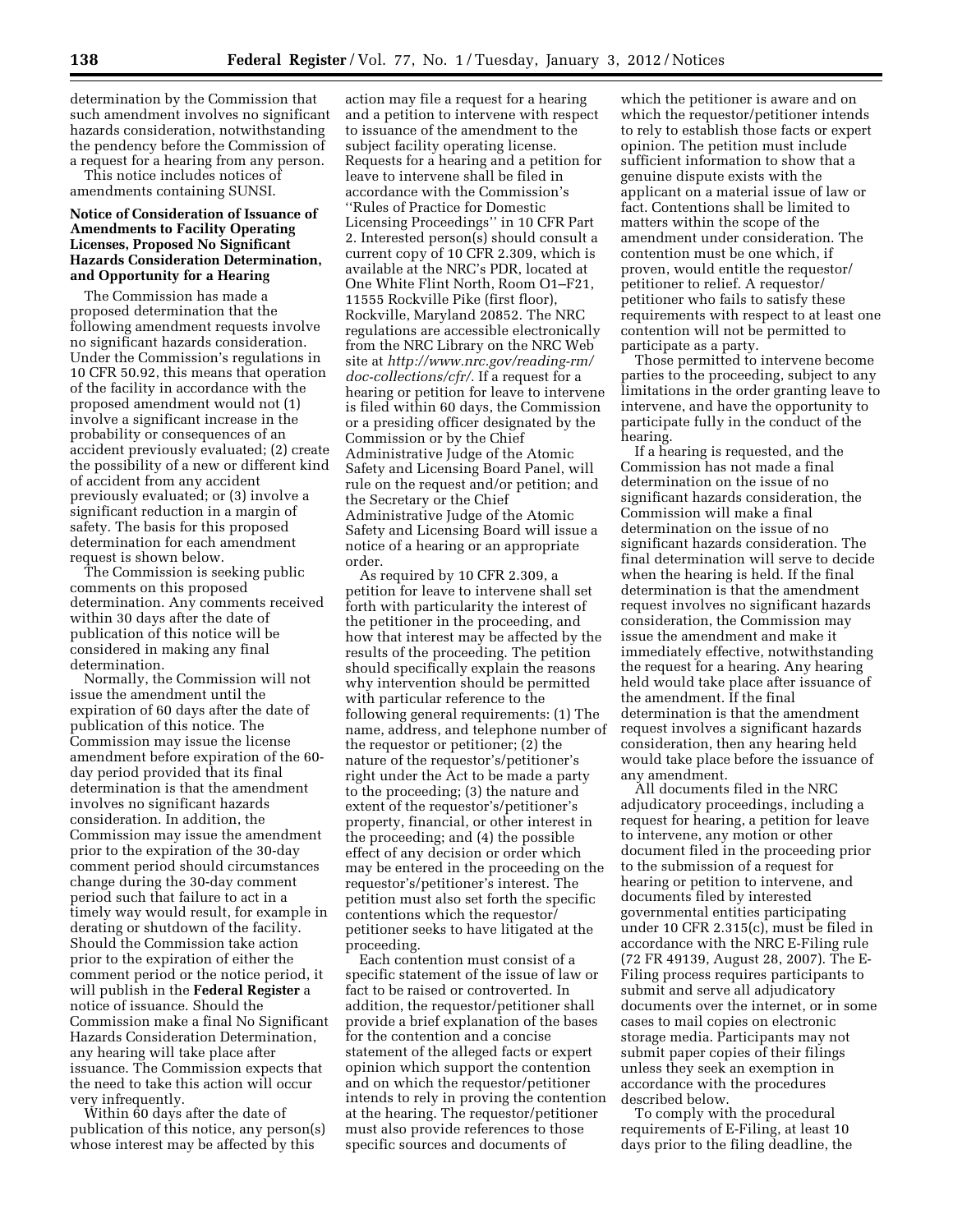determination by the Commission that such amendment involves no significant hazards consideration, notwithstanding the pendency before the Commission of a request for a hearing from any person.

This notice includes notices of amendments containing SUNSI.

## Notice of Consideration of Issuance of Amendments to Facility Operating Licenses, Proposed No Significant Hazards Consideration Determination, and Opportunity for a Hearing

The Commission has made a proposed determination that the following amendment requests involve no significant hazards consideration. Under the Commission's regulations in 10 CFR 50.92, this means that operation of the facility in accordance with the proposed amendment would not (1) involve a significant increase in the probability or consequences of an accident previously evaluated; (2) create the possibility of a new or different kind of accident from any accident previously evaluated; or (3) involve a significant reduction in a margin of safety. The basis for this proposed determination for each amendment request is shown below.

The Commission is seeking public comments on this proposed determination. Any comments received within 30 days after the date of publication of this notice will be considered in making any final determination.

Normally, the Commission will not issue the amendment until the expiration of 60 days after the date of publication of this notice. The Commission may issue the license amendment before expiration of the 60-day period provided that its final determination is that the amendment involves no significant hazards consideration. In addition, the Commission may issue the amendment prior to the expiration of the 30-day comment period should circumstances change during the 30-day comment period such that failure to act in a timely way would result, for example in derating or shutdown of the facility. Should the Commission take action prior to the expiration of either the comment period or the notice period, it will publish in the **Federal Register** a notice of issuance. Should the Commission make a final No Significant Hazards Consideration Determination, any hearing will take place after issuance. The Commission expects that the need to take this action will occur very infrequently.

Within 60 days after the date of publication of this notice, any person(s) whose interest may be affected by this action may file a request for a hearing and a petition to intervene with respect to issuance of the amendment to the subject facility operating license. Requests for a hearing and a petition for leave to intervene shall be filed in accordance with the Commission's ''Rules of Practice for Domestic Licensing Proceedings'' in 10 CFR Part 2. Interested person(s) should consult a current copy of 10 CFR 2.309, which is available at the NRC's PDR, located at One White Flint North, Room O1–F21, 11555 Rockville Pike (first floor), Rockville, Maryland 20852. The NRC regulations are accessible electronically from the NRC Library on the NRC Web site at *http://www.nrc.gov/reading-rm/doc-collections/cfr/.* If a request for a hearing or petition for leave to intervene is filed within 60 days, the Commission or a presiding officer designated by the Commission or by the Chief Administrative Judge of the Atomic Safety and Licensing Board Panel, will rule on the request and/or petition; and the Secretary or the Chief Administrative Judge of the Atomic Safety and Licensing Board will issue a notice of a hearing or an appropriate order.

As required by 10 CFR 2.309, a petition for leave to intervene shall set forth with particularity the interest of the petitioner in the proceeding, and how that interest may be affected by the results of the proceeding. The petition should specifically explain the reasons why intervention should be permitted with particular reference to the following general requirements: (1) The name, address, and telephone number of the requestor or petitioner; (2) the nature of the requestor's/petitioner's right under the Act to be made a party to the proceeding; (3) the nature and extent of the requestor's/petitioner's property, financial, or other interest in the proceeding; and (4) the possible effect of any decision or order which may be entered in the proceeding on the requestor's/petitioner's interest. The petition must also set forth the specific contentions which the requestor/petitioner seeks to have litigated at the proceeding.

Each contention must consist of a specific statement of the issue of law or fact to be raised or controverted. In addition, the requestor/petitioner shall provide a brief explanation of the bases for the contention and a concise statement of the alleged facts or expert opinion which support the contention and on which the requestor/petitioner intends to rely in proving the contention at the hearing. The requestor/petitioner must also provide references to those specific sources and documents of which the petitioner is aware and on which the requestor/petitioner intends to rely to establish those facts or expert opinion. The petition must include sufficient information to show that a genuine dispute exists with the applicant on a material issue of law or fact. Contentions shall be limited to matters within the scope of the amendment under consideration. The contention must be one which, if proven, would entitle the requestor/petitioner to relief. A requestor/petitioner who fails to satisfy these requirements with respect to at least one contention will not be permitted to participate as a party.

Those permitted to intervene become parties to the proceeding, subject to any limitations in the order granting leave to intervene, and have the opportunity to participate fully in the conduct of the hearing.

If a hearing is requested, and the Commission has not made a final determination on the issue of no significant hazards consideration, the Commission will make a final determination on the issue of no significant hazards consideration. The final determination will serve to decide when the hearing is held. If the final determination is that the amendment request involves no significant hazards consideration, the Commission may issue the amendment and make it immediately effective, notwithstanding the request for a hearing. Any hearing held would take place after issuance of the amendment. If the final determination is that the amendment request involves a significant hazards consideration, then any hearing held would take place before the issuance of any amendment.

All documents filed in the NRC adjudicatory proceedings, including a request for hearing, a petition for leave to intervene, any motion or other document filed in the proceeding prior to the submission of a request for hearing or petition to intervene, and documents filed by interested governmental entities participating under 10 CFR 2.315(c), must be filed in accordance with the NRC E-Filing rule (72 FR 49139, August 28, 2007). The E-Filing process requires participants to submit and serve all adjudicatory documents over the internet, or in some cases to mail copies on electronic storage media. Participants may not submit paper copies of their filings unless they seek an exemption in accordance with the procedures described below.

To comply with the procedural requirements of E-Filing, at least 10 days prior to the filing deadline, the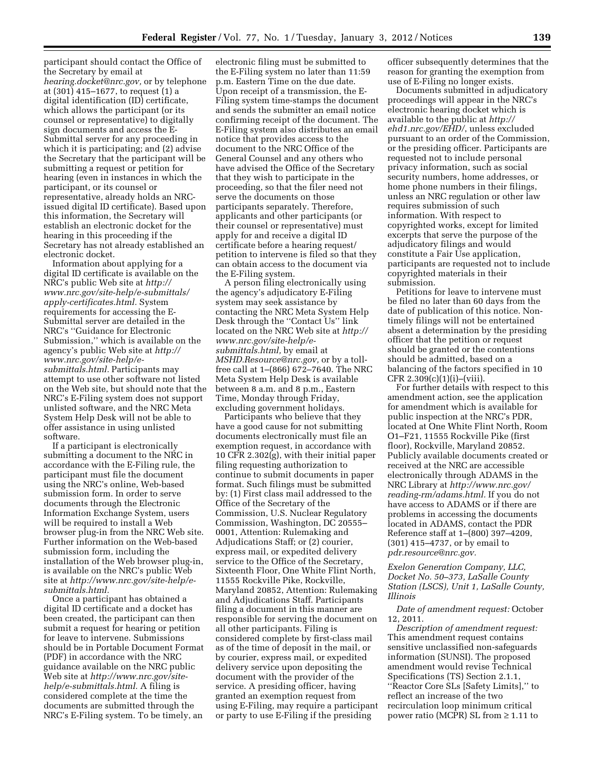participant should contact the Office of the Secretary by email at *hearing.docket@nrc.gov,* or by telephone at (301) 415–1677, to request (1) a digital identification (ID) certificate, which allows the participant (or its counsel or representative) to digitally sign documents and access the E-Submittal server for any proceeding in which it is participating; and (2) advise the Secretary that the participant will be submitting a request or petition for hearing (even in instances in which the participant, or its counsel or representative, already holds an NRC-issued digital ID certificate). Based upon this information, the Secretary will establish an electronic docket for the hearing in this proceeding if the Secretary has not already established an electronic docket.

Information about applying for a digital ID certificate is available on the NRC's public Web site at *http://www.nrc.gov/site-help/e-submittals/apply-certificates.html.* System requirements for accessing the E-Submittal server are detailed in the NRC's ''Guidance for Electronic Submission,'' which is available on the agency's public Web site at *http://www.nrc.gov/site-help/e-submittals.html.* Participants may attempt to use other software not listed on the Web site, but should note that the NRC's E-Filing system does not support unlisted software, and the NRC Meta System Help Desk will not be able to offer assistance in using unlisted software.

If a participant is electronically submitting a document to the NRC in accordance with the E-Filing rule, the participant must file the document using the NRC's online, Web-based submission form. In order to serve documents through the Electronic Information Exchange System, users will be required to install a Web browser plug-in from the NRC Web site. Further information on the Web-based submission form, including the installation of the Web browser plug-in, is available on the NRC's public Web site at *http://www.nrc.gov/site-help/e-submittals.html.*

Once a participant has obtained a digital ID certificate and a docket has been created, the participant can then submit a request for hearing or petition for leave to intervene. Submissions should be in Portable Document Format (PDF) in accordance with the NRC guidance available on the NRC public Web site at *http://www.nrc.gov/site-help/e-submittals.html.* A filing is considered complete at the time the documents are submitted through the NRC's E-Filing system. To be timely, an electronic filing must be submitted to the E-Filing system no later than 11:59 p.m. Eastern Time on the due date. Upon receipt of a transmission, the E-Filing system time-stamps the document and sends the submitter an email notice confirming receipt of the document. The E-Filing system also distributes an email notice that provides access to the document to the NRC Office of the General Counsel and any others who have advised the Office of the Secretary that they wish to participate in the proceeding, so that the filer need not serve the documents on those participants separately. Therefore, applicants and other participants (or their counsel or representative) must apply for and receive a digital ID certificate before a hearing request/petition to intervene is filed so that they can obtain access to the document via the E-Filing system.

A person filing electronically using the agency's adjudicatory E-Filing system may seek assistance by contacting the NRC Meta System Help Desk through the ''Contact Us'' link located on the NRC Web site at *http://www.nrc.gov/site-help/e-submittals.html,* by email at *MSHD.Resource@nrc.gov,* or by a toll-free call at 1–(866) 672–7640. The NRC Meta System Help Desk is available between 8 a.m. and 8 p.m., Eastern Time, Monday through Friday, excluding government holidays.

Participants who believe that they have a good cause for not submitting documents electronically must file an exemption request, in accordance with 10 CFR 2.302(g), with their initial paper filing requesting authorization to continue to submit documents in paper format. Such filings must be submitted by: (1) First class mail addressed to the Office of the Secretary of the Commission, U.S. Nuclear Regulatory Commission, Washington, DC 20555–0001, Attention: Rulemaking and Adjudications Staff; or (2) courier, express mail, or expedited delivery service to the Office of the Secretary, Sixteenth Floor, One White Flint North, 11555 Rockville Pike, Rockville, Maryland 20852, Attention: Rulemaking and Adjudications Staff. Participants filing a document in this manner are responsible for serving the document on all other participants. Filing is considered complete by first-class mail as of the time of deposit in the mail, or by courier, express mail, or expedited delivery service upon depositing the document with the provider of the service. A presiding officer, having granted an exemption request from using E-Filing, may require a participant or party to use E-Filing if the presiding officer subsequently determines that the reason for granting the exemption from use of E-Filing no longer exists.

Documents submitted in adjudicatory proceedings will appear in the NRC's electronic hearing docket which is available to the public at *http://ehd1.nrc.gov/EHD/*, unless excluded pursuant to an order of the Commission, or the presiding officer. Participants are requested not to include personal privacy information, such as social security numbers, home addresses, or home phone numbers in their filings, unless an NRC regulation or other law requires submission of such information. With respect to copyrighted works, except for limited excerpts that serve the purpose of the adjudicatory filings and would constitute a Fair Use application, participants are requested not to include copyrighted materials in their submission.

Petitions for leave to intervene must be filed no later than 60 days from the date of publication of this notice. Non-timely filings will not be entertained absent a determination by the presiding officer that the petition or request should be granted or the contentions should be admitted, based on a balancing of the factors specified in 10 CFR 2.309(c)(1)(i)–(viii).

For further details with respect to this amendment action, see the application for amendment which is available for public inspection at the NRC's PDR, located at One White Flint North, Room O1–F21, 11555 Rockville Pike (first floor), Rockville, Maryland 20852. Publicly available documents created or received at the NRC are accessible electronically through ADAMS in the NRC Library at *http://www.nrc.gov/reading-rm/adams.html.* If you do not have access to ADAMS or if there are problems in accessing the documents located in ADAMS, contact the PDR Reference staff at 1–(800) 397–4209, (301) 415–4737, or by email to *pdr.resource@nrc.gov.*

*Exelon Generation Company, LLC, Docket No. 50–373, LaSalle County Station (LSCS), Unit 1, LaSalle County, Illinois*

*Date of amendment request:* October 12, 2011.

*Description of amendment request:* This amendment request contains sensitive unclassified non-safeguards information (SUNSI). The proposed amendment would revise Technical Specifications (TS) Section 2.1.1, ''Reactor Core SLs [Safety Limits],'' to reflect an increase of the two recirculation loop minimum critical power ratio (MCPR) SL from $\geq$ 1.11 to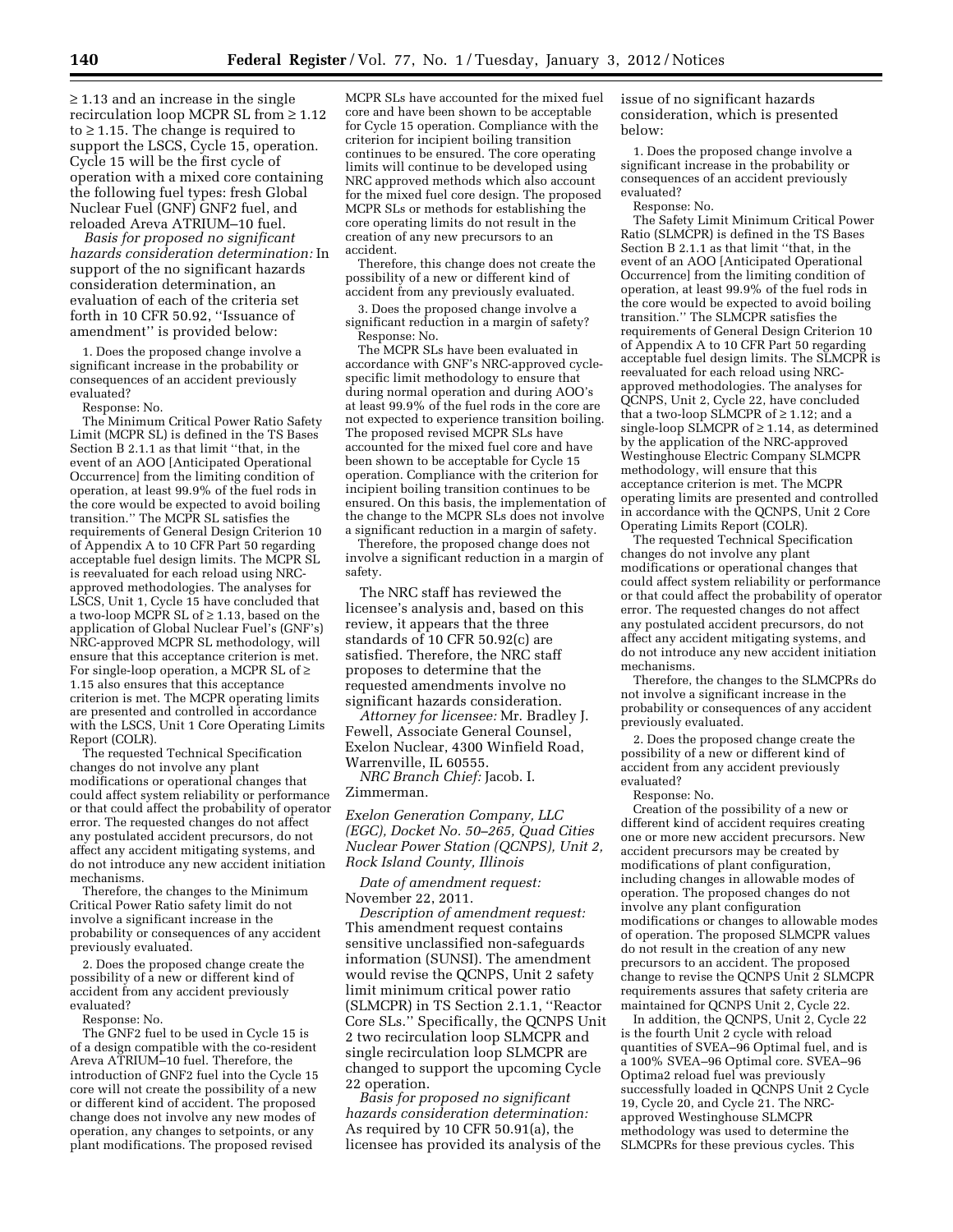≥ 1.13 and an increase in the single recirculation loop MCPR SL from ≥ 1.12 to ≥ 1.15. The change is required to support the LSCS, Cycle 15, operation. Cycle 15 will be the first cycle of operation with a mixed core containing the following fuel types: fresh Global Nuclear Fuel (GNF) GNF2 fuel, and reloaded Areva ATRIUM–10 fuel.

*Basis for proposed no significant hazards consideration determination:* In support of the no significant hazards consideration determination, an evaluation of each of the criteria set forth in 10 CFR 50.92, ''Issuance of amendment'' is provided below:

1. Does the proposed change involve a significant increase in the probability or consequences of an accident previously evaluated?

Response: No.

The Minimum Critical Power Ratio Safety Limit (MCPR SL) is defined in the TS Bases Section B 2.1.1 as that limit ''that, in the event of an AOO [Anticipated Operational Occurrence] from the limiting condition of operation, at least 99.9% of the fuel rods in the core would be expected to avoid boiling transition.'' The MCPR SL satisfies the requirements of General Design Criterion 10 of Appendix A to 10 CFR Part 50 regarding acceptable fuel design limits. The MCPR SL is reevaluated for each reload using NRC-approved methodologies. The analyses for LSCS, Unit 1, Cycle 15 have concluded that a two-loop MCPR SL of ≥ 1.13, based on the application of Global Nuclear Fuel's (GNF's) NRC-approved MCPR SL methodology, will ensure that this acceptance criterion is met. For single-loop operation, a MCPR SL of ≥ 1.15 also ensures that this acceptance criterion is met. The MCPR operating limits are presented and controlled in accordance with the LSCS, Unit 1 Core Operating Limits Report (COLR).

The requested Technical Specification changes do not involve any plant modifications or operational changes that could affect system reliability or performance or that could affect the probability of operator error. The requested changes do not affect any postulated accident precursors, do not affect any accident mitigating systems, and do not introduce any new accident initiation mechanisms.

Therefore, the changes to the Minimum Critical Power Ratio safety limit do not involve a significant increase in the probability or consequences of any accident previously evaluated.

2. Does the proposed change create the possibility of a new or different kind of accident from any accident previously evaluated?

Response: No.

The GNF2 fuel to be used in Cycle 15 is of a design compatible with the co-resident Areva ATRIUM–10 fuel. Therefore, the introduction of GNF2 fuel into the Cycle 15 core will not create the possibility of a new or different kind of accident. The proposed change does not involve any new modes of operation, any changes to setpoints, or any plant modifications. The proposed revised MCPR SLs have accounted for the mixed fuel core and have been shown to be acceptable for Cycle 15 operation. Compliance with the criterion for incipient boiling transition continues to be ensured. The core operating limits will continue to be developed using NRC approved methods which also account for the mixed fuel core design. The proposed MCPR SLs or methods for establishing the core operating limits do not result in the creation of any new precursors to an accident.

Therefore, this change does not create the possibility of a new or different kind of accident from any previously evaluated.

3. Does the proposed change involve a significant reduction in a margin of safety?

Response: No.

The MCPR SLs have been evaluated in accordance with GNF's NRC-approved cycle-specific limit methodology to ensure that during normal operation and during AOO's at least 99.9% of the fuel rods in the core are not expected to experience transition boiling. The proposed revised MCPR SLs have accounted for the mixed fuel core and have been shown to be acceptable for Cycle 15 operation. Compliance with the criterion for incipient boiling transition continues to be ensured. On this basis, the implementation of the change to the MCPR SLs does not involve a significant reduction in a margin of safety.

Therefore, the proposed change does not involve a significant reduction in a margin of safety.

The NRC staff has reviewed the licensee's analysis and, based on this review, it appears that the three standards of 10 CFR 50.92(c) are satisfied. Therefore, the NRC staff proposes to determine that the requested amendments involve no significant hazards consideration.

*Attorney for licensee:* Mr. Bradley J. Fewell, Associate General Counsel, Exelon Nuclear, 4300 Winfield Road, Warrenville, IL 60555.

*NRC Branch Chief:* Jacob. I. Zimmerman.

*Exelon Generation Company, LLC (EGC), Docket No. 50–265, Quad Cities Nuclear Power Station (QCNPS), Unit 2, Rock Island County, Illinois*

*Date of amendment request:* November 22, 2011.

*Description of amendment request:* This amendment request contains sensitive unclassified non-safeguards information (SUNSI). The amendment would revise the QCNPS, Unit 2 safety limit minimum critical power ratio (SLMCPR) in TS Section 2.1.1, ''Reactor Core SLs.'' Specifically, the QCNPS Unit 2 two recirculation loop SLMCPR and single recirculation loop SLMCPR are changed to support the upcoming Cycle 22 operation.

*Basis for proposed no significant hazards consideration determination:* As required by 10 CFR 50.91(a), the licensee has provided its analysis of the issue of no significant hazards consideration, which is presented below:

1. Does the proposed change involve a significant increase in the probability or consequences of an accident previously evaluated?

Response: No.

The Safety Limit Minimum Critical Power Ratio (SLMCPR) is defined in the TS Bases Section B 2.1.1 as that limit ''that, in the event of an AOO [Anticipated Operational Occurrence] from the limiting condition of operation, at least 99.9% of the fuel rods in the core would be expected to avoid boiling transition.'' The SLMCPR satisfies the requirements of General Design Criterion 10 of Appendix A to 10 CFR Part 50 regarding acceptable fuel design limits. The SLMCPR is reevaluated for each reload using NRC-approved methodologies. The analyses for QCNPS, Unit 2, Cycle 22, have concluded that a two-loop SLMCPR of ≥ 1.12; and a single-loop SLMCPR of ≥ 1.14, as determined by the application of the NRC-approved Westinghouse Electric Company SLMCPR methodology, will ensure that this acceptance criterion is met. The MCPR operating limits are presented and controlled in accordance with the QCNPS, Unit 2 Core Operating Limits Report (COLR).

The requested Technical Specification changes do not involve any plant modifications or operational changes that could affect system reliability or performance or that could affect the probability of operator error. The requested changes do not affect any postulated accident precursors, do not affect any accident mitigating systems, and do not introduce any new accident initiation mechanisms.

Therefore, the changes to the SLMCPRs do not involve a significant increase in the probability or consequences of any accident previously evaluated.

2. Does the proposed change create the possibility of a new or different kind of accident from any accident previously evaluated?

Response: No.

Creation of the possibility of a new or different kind of accident requires creating one or more new accident precursors. New accident precursors may be created by modifications of plant configuration, including changes in allowable modes of operation. The proposed changes do not involve any plant configuration modifications or changes to allowable modes of operation. The proposed SLMCPR values do not result in the creation of any new precursors to an accident. The proposed change to revise the QCNPS Unit 2 SLMCPR requirements assures that safety criteria are maintained for QCNPS Unit 2, Cycle 22.

In addition, the QCNPS, Unit 2, Cycle 22 is the fourth Unit 2 cycle with reload quantities of SVEA–96 Optimal fuel, and is a 100% SVEA–96 Optimal core. SVEA–96 Optima2 reload fuel was previously successfully loaded in QCNPS Unit 2 Cycle 19, Cycle 20, and Cycle 21. The NRC-approved Westinghouse SLMCPR methodology was used to determine the SLMCPRs for these previous cycles. This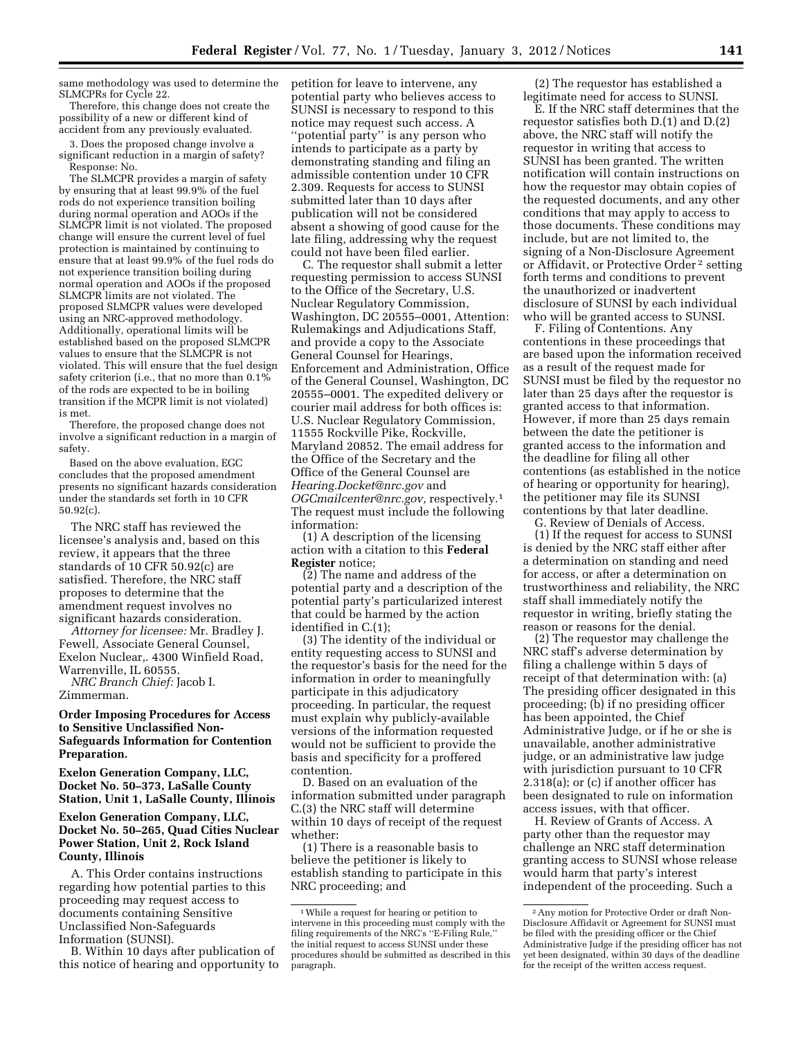same methodology was used to determine the SLMCPRs for Cycle 22.

Therefore, this change does not create the possibility of a new or different kind of accident from any previously evaluated.

3. Does the proposed change involve a significant reduction in a margin of safety?

Response: No.

The SLMCPR provides a margin of safety by ensuring that at least 99.9% of the fuel rods do not experience transition boiling during normal operation and AOOs if the SLMCPR limit is not violated. The proposed change will ensure the current level of fuel protection is maintained by continuing to ensure that at least 99.9% of the fuel rods do not experience transition boiling during normal operation and AOOs if the proposed SLMCPR limits are not violated. The proposed SLMCPR values were developed using an NRC-approved methodology. Additionally, operational limits will be established based on the proposed SLMCPR values to ensure that the SLMCPR is not violated. This will ensure that the fuel design safety criterion (i.e., that no more than 0.1% of the rods are expected to be in boiling transition if the MCPR limit is not violated) is met.

Therefore, the proposed change does not involve a significant reduction in a margin of safety.

Based on the above evaluation, EGC concludes that the proposed amendment presents no significant hazards consideration under the standards set forth in 10 CFR 50.92(c).

The NRC staff has reviewed the licensee's analysis and, based on this review, it appears that the three standards of 10 CFR 50.92(c) are satisfied. Therefore, the NRC staff proposes to determine that the amendment request involves no significant hazards consideration.

*Attorney for licensee:* Mr. Bradley J. Fewell, Associate General Counsel, Exelon Nuclear,. 4300 Winfield Road, Warrenville, IL 60555.

*NRC Branch Chief:* Jacob I. Zimmerman.

## Order Imposing Procedures for Access to Sensitive Unclassified Non-Safeguards Information for Contention Preparation.

### Exelon Generation Company, LLC, Docket No. 50–373, LaSalle County Station, Unit 1, LaSalle County, Illinois

### Exelon Generation Company, LLC, Docket No. 50–265, Quad Cities Nuclear Power Station, Unit 2, Rock Island County, Illinois

A. This Order contains instructions regarding how potential parties to this proceeding may request access to documents containing Sensitive Unclassified Non-Safeguards Information (SUNSI).

B. Within 10 days after publication of this notice of hearing and opportunity to petition for leave to intervene, any potential party who believes access to SUNSI is necessary to respond to this notice may request such access. A "potential party" is any person who intends to participate as a party by demonstrating standing and filing an admissible contention under 10 CFR 2.309. Requests for access to SUNSI submitted later than 10 days after publication will not be considered absent a showing of good cause for the late filing, addressing why the request could not have been filed earlier.

C. The requestor shall submit a letter requesting permission to access SUNSI to the Office of the Secretary, U.S. Nuclear Regulatory Commission, Washington, DC 20555–0001, Attention: Rulemakings and Adjudications Staff, and provide a copy to the Associate General Counsel for Hearings, Enforcement and Administration, Office of the General Counsel, Washington, DC 20555–0001. The expedited delivery or courier mail address for both offices is: U.S. Nuclear Regulatory Commission, 11555 Rockville Pike, Rockville, Maryland 20852. The email address for the Office of the Secretary and the Office of the General Counsel are *Hearing.Docket@nrc.gov* and *OGCmailcenter@nrc.gov,* respectively.[1] The request must include the following information:

(1) A description of the licensing action with a citation to this **Federal Register** notice;

(2) The name and address of the potential party and a description of the potential party's particularized interest that could be harmed by the action identified in C.(1);

(3) The identity of the individual or entity requesting access to SUNSI and the requestor's basis for the need for the information in order to meaningfully participate in this adjudicatory proceeding. In particular, the request must explain why publicly-available versions of the information requested would not be sufficient to provide the basis and specificity for a proffered contention.

D. Based on an evaluation of the information submitted under paragraph C.(3) the NRC staff will determine within 10 days of receipt of the request whether:

(1) There is a reasonable basis to believe the petitioner is likely to establish standing to participate in this NRC proceeding; and

(2) The requestor has established a legitimate need for access to SUNSI.

E. If the NRC staff determines that the requestor satisfies both D.(1) and D.(2) above, the NRC staff will notify the requestor in writing that access to SUNSI has been granted. The written notification will contain instructions on how the requestor may obtain copies of the requested documents, and any other conditions that may apply to access to those documents. These conditions may include, but are not limited to, the signing of a Non-Disclosure Agreement or Affidavit, or Protective Order[2] setting forth terms and conditions to prevent the unauthorized or inadvertent disclosure of SUNSI by each individual who will be granted access to SUNSI.

F. Filing of Contentions. Any contentions in these proceedings that are based upon the information received as a result of the request made for SUNSI must be filed by the requestor no later than 25 days after the requestor is granted access to that information. However, if more than 25 days remain between the date the petitioner is granted access to the information and the deadline for filing all other contentions (as established in the notice of hearing or opportunity for hearing), the petitioner may file its SUNSI contentions by that later deadline.

G. Review of Denials of Access.

(1) If the request for access to SUNSI is denied by the NRC staff either after a determination on standing and need for access, or after a determination on trustworthiness and reliability, the NRC staff shall immediately notify the requestor in writing, briefly stating the reason or reasons for the denial.

(2) The requestor may challenge the NRC staff's adverse determination by filing a challenge within 5 days of receipt of that determination with: (a) The presiding officer designated in this proceeding; (b) if no presiding officer has been appointed, the Chief Administrative Judge, or if he or she is unavailable, another administrative judge, or an administrative law judge with jurisdiction pursuant to 10 CFR 2.318(a); or (c) if another officer has been designated to rule on information access issues, with that officer.

H. Review of Grants of Access. A party other than the requestor may challenge an NRC staff determination granting access to SUNSI whose release would harm that party's interest independent of the proceeding. Such a

[1] While a request for hearing or petition to intervene in this proceeding must comply with the filing requirements of the NRC's "E-Filing Rule," the initial request to access SUNSI under these procedures should be submitted as described in this paragraph.

[2] Any motion for Protective Order or draft Non-Disclosure Affidavit or Agreement for SUNSI must be filed with the presiding officer or the Chief Administrative Judge if the presiding officer has not yet been designated, within 30 days of the deadline for the receipt of the written access request.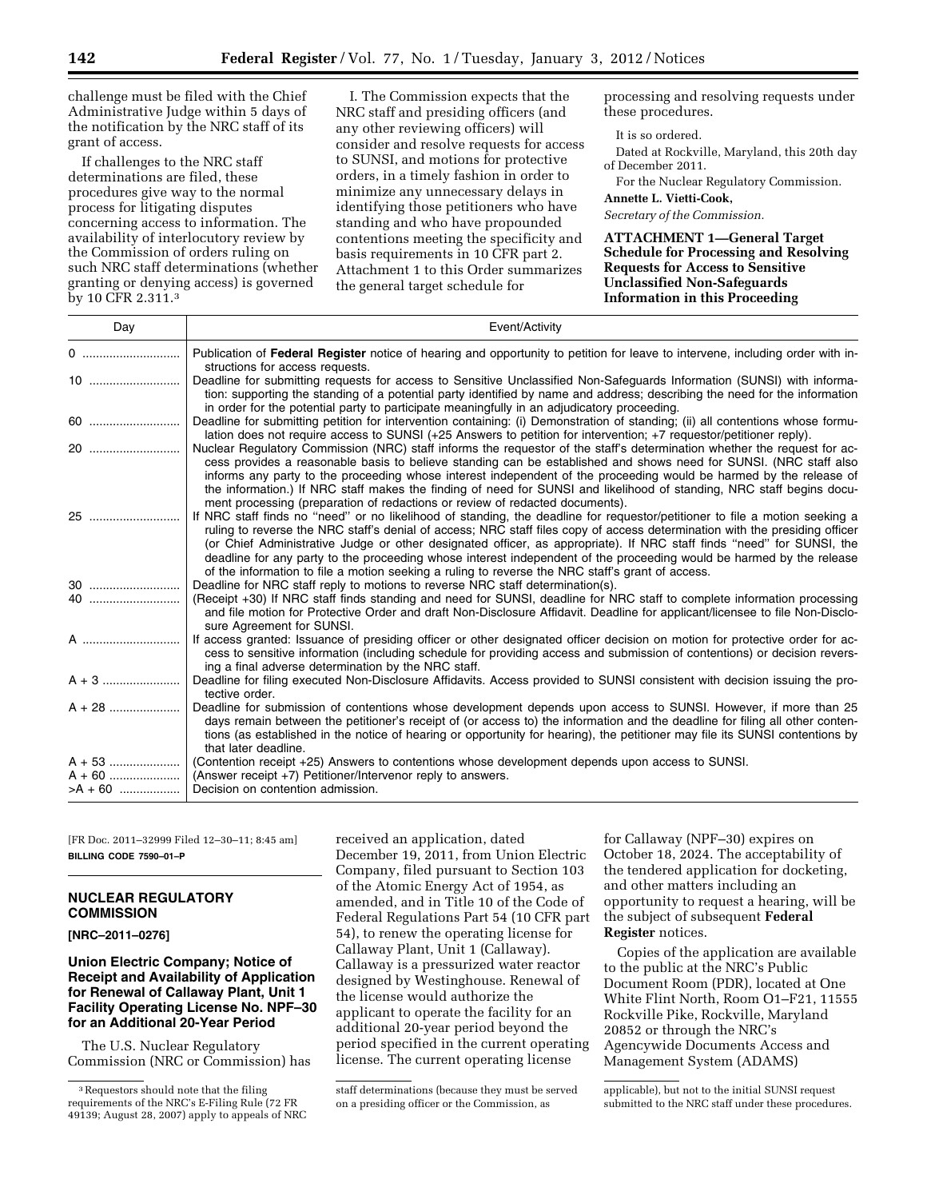challenge must be filed with the Chief Administrative Judge within 5 days of the notification by the NRC staff of its grant of access.

If challenges to the NRC staff determinations are filed, these procedures give way to the normal process for litigating disputes concerning access to information. The availability of interlocutory review by the Commission of orders ruling on such NRC staff determinations (whether granting or denying access) is governed by 10 CFR 2.311.[3]

I. The Commission expects that the NRC staff and presiding officers (and any other reviewing officers) will consider and resolve requests for access to SUNSI, and motions for protective orders, in a timely fashion in order to minimize any unnecessary delays in identifying those petitioners who have standing and who have propounded contentions meeting the specificity and basis requirements in 10 CFR part 2. Attachment 1 to this Order summarizes the general target schedule for processing and resolving requests under these procedures.

It is so ordered.

Dated at Rockville, Maryland, this 20th day of December 2011.

For the Nuclear Regulatory Commission.

**Annette L. Vietti-Cook,**

*Secretary of the Commission.*

**ATTACHMENT 1—General Target Schedule for Processing and Resolving Requests for Access to Sensitive Unclassified Non-Safeguards Information in this Proceeding**

| Day | Event/Activity |
|---|---|
| 0 | Publication of **Federal Register** notice of hearing and opportunity to petition for leave to intervene, including order with instructions for access requests. |
| 10 | Deadline for submitting requests for access to Sensitive Unclassified Non-Safeguards Information (SUNSI) with information: supporting the standing of a potential party identified by name and address; describing the need for the information in order for the potential party to participate meaningfully in an adjudicatory proceeding. |
| 60 | Deadline for submitting petition for intervention containing: (i) Demonstration of standing; (ii) all contentions whose formulation does not require access to SUNSI (+25 Answers to petition for intervention; +7 requestor/petitioner reply). |
| 20 | Nuclear Regulatory Commission (NRC) staff informs the requestor of the staff's determination whether the request for access provides a reasonable basis to believe standing can be established and shows need for SUNSI. (NRC staff also informs any party to the proceeding whose interest independent of the proceeding would be harmed by the release of the information.) If NRC staff makes the finding of need for SUNSI and likelihood of standing, NRC staff begins document processing (preparation of redactions or review of redacted documents). |
| 25 | If NRC staff finds no "need" or no likelihood of standing, the deadline for requestor/petitioner to file a motion seeking a ruling to reverse the NRC staff's denial of access; NRC staff files copy of access determination with the presiding officer (or Chief Administrative Judge or other designated officer, as appropriate). If NRC staff finds "need" for SUNSI, the deadline for any party to the proceeding whose interest independent of the proceeding would be harmed by the release of the information to file a motion seeking a ruling to reverse the NRC staff's grant of access. |
| 30 | Deadline for NRC staff reply to motions to reverse NRC staff determination(s). |
| 40 | (Receipt +30) If NRC staff finds standing and need for SUNSI, deadline for NRC staff to complete information processing and file motion for Protective Order and draft Non-Disclosure Affidavit. Deadline for applicant/licensee to file Non-Disclosure Agreement for SUNSI. |
| A | If access granted: Issuance of presiding officer or other designated officer decision on motion for protective order for access to sensitive information (including schedule for providing access and submission of contentions) or decision reversing a final adverse determination by the NRC staff. |
| A + 3 | Deadline for filing executed Non-Disclosure Affidavits. Access provided to SUNSI consistent with decision issuing the protective order. |
| A + 28 | Deadline for submission of contentions whose development depends upon access to SUNSI. However, if more than 25 days remain between the petitioner's receipt of (or access to) the information and the deadline for filing all other contentions (as established in the notice of hearing or opportunity for hearing), the petitioner may file its SUNSI contentions by that later deadline. |
| A + 53 | (Contention receipt +25) Answers to contentions whose development depends upon access to SUNSI. |
| A + 60 | (Answer receipt +7) Petitioner/Intervenor reply to answers. |
| >A + 60 | Decision on contention admission. |

[FR Doc. 2011–32999 Filed 12–30–11; 8:45 am]

**BILLING CODE 7590–01–P**

## NUCLEAR REGULATORY COMMISSION

**[NRC–2011–0276]**

### Union Electric Company; Notice of Receipt and Availability of Application for Renewal of Callaway Plant, Unit 1 Facility Operating License No. NPF–30 for an Additional 20-Year Period

The U.S. Nuclear Regulatory Commission (NRC or Commission) has received an application, dated December 19, 2011, from Union Electric Company, filed pursuant to Section 103 of the Atomic Energy Act of 1954, as amended, and in Title 10 of the Code of Federal Regulations Part 54 (10 CFR part 54), to renew the operating license for Callaway Plant, Unit 1 (Callaway). Callaway is a pressurized water reactor designed by Westinghouse. Renewal of the license would authorize the applicant to operate the facility for an additional 20-year period beyond the period specified in the current operating license. The current operating license for Callaway (NPF–30) expires on October 18, 2024. The acceptability of the tendered application for docketing, and other matters including an opportunity to request a hearing, will be the subject of subsequent **Federal Register** notices.

Copies of the application are available to the public at the NRC's Public Document Room (PDR), located at One White Flint North, Room O1–F21, 11555 Rockville Pike, Rockville, Maryland 20852 or through the NRC's Agencywide Documents Access and Management System (ADAMS)

[3] Requestors should note that the filing requirements of the NRC's E-Filing Rule (72 FR 49139; August 28, 2007) apply to appeals of NRC staff determinations (because they must be served on a presiding officer or the Commission, as applicable), but not to the initial SUNSI request submitted to the NRC staff under these procedures.